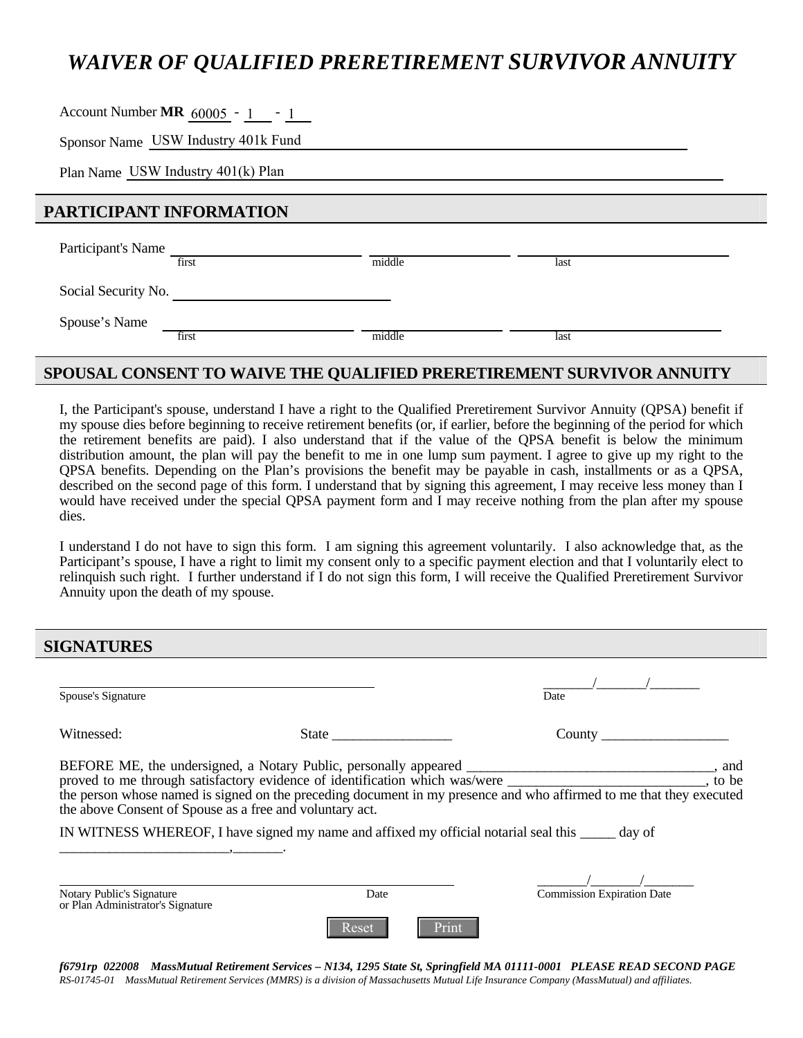# *WAIVER OF QUALIFIED PRERETIREMENT SURVIVOR ANNUITY*

Account Number **MR** 60005 - 1 - 1

Sponsor Name USW Industry 401k Fund

Plan Name USW Industry 401(k) Plan

## PARTICIPANT INFORMATION

Participant's Name ____________________ ____________________ ____________________
first middle last

Social Security No. ____________________

Spouse's Name ____________________ ____________________ ____________________
first middle last

## SPOUSAL CONSENT TO WAIVE THE QUALIFIED PRERETIREMENT SURVIVOR ANNUITY

I, the Participant's spouse, understand I have a right to the Qualified Preretirement Survivor Annuity (QPSA) benefit if my spouse dies before beginning to receive retirement benefits (or, if earlier, before the beginning of the period for which the retirement benefits are paid). I also understand that if the value of the QPSA benefit is below the minimum distribution amount, the plan will pay the benefit to me in one lump sum payment. I agree to give up my right to the QPSA benefits. Depending on the Plan's provisions the benefit may be payable in cash, installments or as a QPSA, described on the second page of this form. I understand that by signing this agreement, I may receive less money than I would have received under the special QPSA payment form and I may receive nothing from the plan after my spouse dies.

I understand I do not have to sign this form. I am signing this agreement voluntarily. I also acknowledge that, as the Participant's spouse, I have a right to limit my consent only to a specific payment election and that I voluntarily elect to relinquish such right. I further understand if I do not sign this form, I will receive the Qualified Preretirement Survivor Annuity upon the death of my spouse.

## SIGNATURES

______________________________ _______/_______/_______
Spouse's Signature Date

Witnessed: State _________________ County __________________

BEFORE ME, the undersigned, a Notary Public, personally appeared ___________________________________, and proved to me through satisfactory evidence of identification which was/were ____________________________, to be the person whose named is signed on the preceding document in my presence and who affirmed to me that they executed the above Consent of Spouse as a free and voluntary act.

IN WITNESS WHEREOF, I have signed my name and affixed my official notarial seal this _____ day of ________________________,_______.

______________________________ _______/_______/_______
Notary Public's Signature Date Commission Expiration Date
or Plan Administrator's Signature

Reset Print

*f6791rp 022008 MassMutual Retirement Services – N134, 1295 State St, Springfield MA 01111-0001 PLEASE READ SECOND PAGE*
*RS-01745-01 MassMutual Retirement Services (MMRS) is a division of Massachusetts Mutual Life Insurance Company (MassMutual) and affiliates.*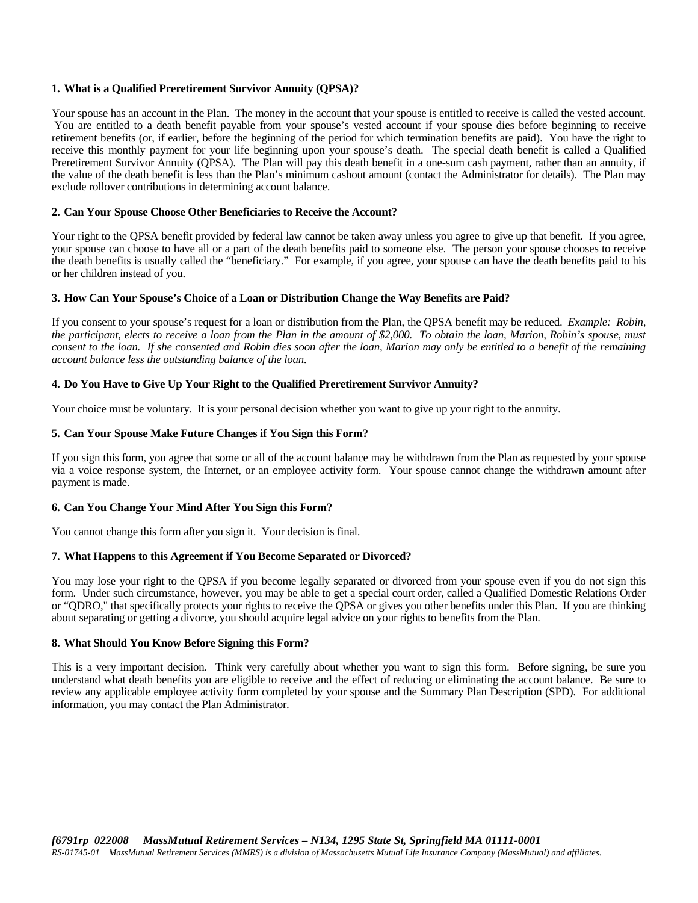**1. What is a Qualified Preretirement Survivor Annuity (QPSA)?**

Your spouse has an account in the Plan. The money in the account that your spouse is entitled to receive is called the vested account. You are entitled to a death benefit payable from your spouse's vested account if your spouse dies before beginning to receive retirement benefits (or, if earlier, before the beginning of the period for which termination benefits are paid). You have the right to receive this monthly payment for your life beginning upon your spouse's death. The special death benefit is called a Qualified Preretirement Survivor Annuity (QPSA). The Plan will pay this death benefit in a one-sum cash payment, rather than an annuity, if the value of the death benefit is less than the Plan's minimum cashout amount (contact the Administrator for details). The Plan may exclude rollover contributions in determining account balance.

**2. Can Your Spouse Choose Other Beneficiaries to Receive the Account?**

Your right to the QPSA benefit provided by federal law cannot be taken away unless you agree to give up that benefit. If you agree, your spouse can choose to have all or a part of the death benefits paid to someone else. The person your spouse chooses to receive the death benefits is usually called the "beneficiary." For example, if you agree, your spouse can have the death benefits paid to his or her children instead of you.

**3. How Can Your Spouse's Choice of a Loan or Distribution Change the Way Benefits are Paid?**

If you consent to your spouse's request for a loan or distribution from the Plan, the QPSA benefit may be reduced. *Example: Robin, the participant, elects to receive a loan from the Plan in the amount of $2,000. To obtain the loan, Marion, Robin's spouse, must consent to the loan. If she consented and Robin dies soon after the loan, Marion may only be entitled to a benefit of the remaining account balance less the outstanding balance of the loan.*

**4. Do You Have to Give Up Your Right to the Qualified Preretirement Survivor Annuity?**

Your choice must be voluntary. It is your personal decision whether you want to give up your right to the annuity.

**5. Can Your Spouse Make Future Changes if You Sign this Form?**

If you sign this form, you agree that some or all of the account balance may be withdrawn from the Plan as requested by your spouse via a voice response system, the Internet, or an employee activity form. Your spouse cannot change the withdrawn amount after payment is made.

**6. Can You Change Your Mind After You Sign this Form?**

You cannot change this form after you sign it. Your decision is final.

**7. What Happens to this Agreement if You Become Separated or Divorced?**

You may lose your right to the QPSA if you become legally separated or divorced from your spouse even if you do not sign this form. Under such circumstance, however, you may be able to get a special court order, called a Qualified Domestic Relations Order or "QDRO," that specifically protects your rights to receive the QPSA or gives you other benefits under this Plan. If you are thinking about separating or getting a divorce, you should acquire legal advice on your rights to benefits from the Plan.

**8. What Should You Know Before Signing this Form?**

This is a very important decision. Think very carefully about whether you want to sign this form. Before signing, be sure you understand what death benefits you are eligible to receive and the effect of reducing or eliminating the account balance. Be sure to review any applicable employee activity form completed by your spouse and the Summary Plan Description (SPD). For additional information, you may contact the Plan Administrator.

***f6791rp 022008 MassMutual Retirement Services – N134, 1295 State St, Springfield MA 01111-0001***

*RS-01745-01 MassMutual Retirement Services (MMRS) is a division of Massachusetts Mutual Life Insurance Company (MassMutual) and affiliates.*